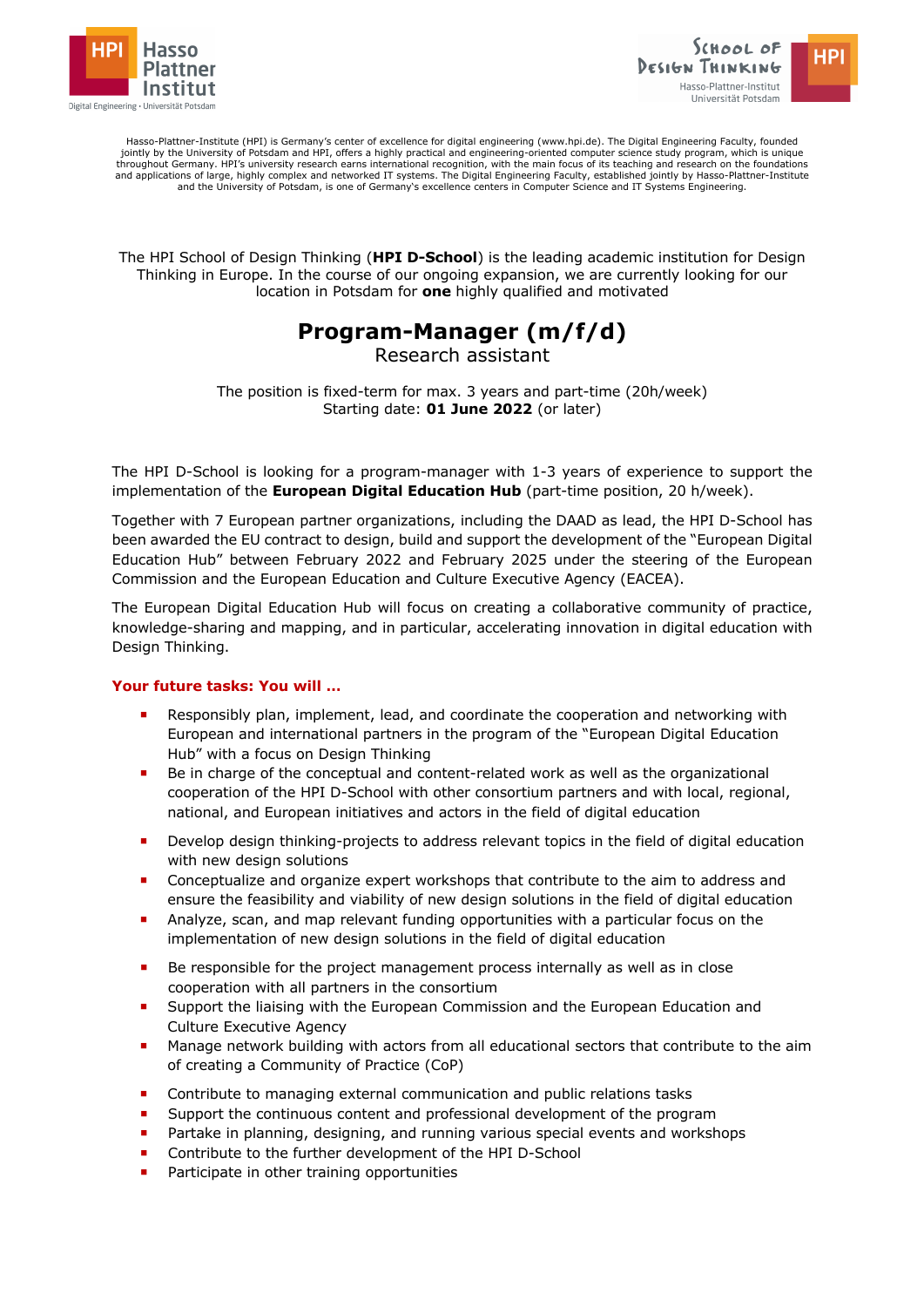Hasso-Plattner-Institute (HPI) is Germany's center of excellence for digital engineering (www.hpi.de). The Digital Engineering Faculty, founded jointly by the University of Potsdam and HPI, offers a highly practical and engineering-oriented computer science study program, which is unique throughout Germany. HPI's university research earns international recognition, with the main focus of its teaching and research on the foundations and applications of large, highly complex and networked IT systems. The Digital Engineering Faculty, established jointly by Hasso-Plattner-Institute and the University of Potsdam, is one of Germany's excellence centers in Computer Science and IT Systems Engineering.

The HPI School of Design Thinking (**HPI D-School**) is the leading academic institution for Design Thinking in Europe. In the course of our ongoing expansion, we are currently looking for our location in Potsdam for **one** highly qualified and motivated

# Program-Manager (m/f/d)

Research assistant

The position is fixed-term for max. 3 years and part-time (20h/week)
Starting date: **01 June 2022** (or later)

The HPI D-School is looking for a program-manager with 1-3 years of experience to support the implementation of the **European Digital Education Hub** (part-time position, 20 h/week).

Together with 7 European partner organizations, including the DAAD as lead, the HPI D-School has been awarded the EU contract to design, build and support the development of the "European Digital Education Hub" between February 2022 and February 2025 under the steering of the European Commission and the European Education and Culture Executive Agency (EACEA).

The European Digital Education Hub will focus on creating a collaborative community of practice, knowledge-sharing and mapping, and in particular, accelerating innovation in digital education with Design Thinking.

## Your future tasks: You will …

- Responsibly plan, implement, lead, and coordinate the cooperation and networking with European and international partners in the program of the "European Digital Education Hub" with a focus on Design Thinking
- Be in charge of the conceptual and content-related work as well as the organizational cooperation of the HPI D-School with other consortium partners and with local, regional, national, and European initiatives and actors in the field of digital education
- Develop design thinking-projects to address relevant topics in the field of digital education with new design solutions
- Conceptualize and organize expert workshops that contribute to the aim to address and ensure the feasibility and viability of new design solutions in the field of digital education
- Analyze, scan, and map relevant funding opportunities with a particular focus on the implementation of new design solutions in the field of digital education
- Be responsible for the project management process internally as well as in close cooperation with all partners in the consortium
- Support the liaising with the European Commission and the European Education and Culture Executive Agency
- Manage network building with actors from all educational sectors that contribute to the aim of creating a Community of Practice (CoP)
- Contribute to managing external communication and public relations tasks
- Support the continuous content and professional development of the program
- Partake in planning, designing, and running various special events and workshops
- Contribute to the further development of the HPI D-School
- Participate in other training opportunities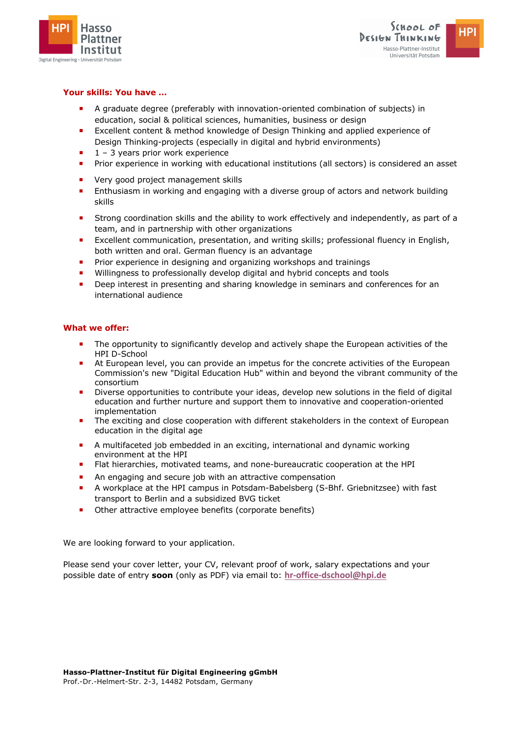## Your skills: You have …

- A graduate degree (preferably with innovation-oriented combination of subjects) in education, social & political sciences, humanities, business or design
- Excellent content & method knowledge of Design Thinking and applied experience of Design Thinking-projects (especially in digital and hybrid environments)
- 1 – 3 years prior work experience
- Prior experience in working with educational institutions (all sectors) is considered an asset
- Very good project management skills
- Enthusiasm in working and engaging with a diverse group of actors and network building skills
- Strong coordination skills and the ability to work effectively and independently, as part of a team, and in partnership with other organizations
- Excellent communication, presentation, and writing skills; professional fluency in English, both written and oral. German fluency is an advantage
- Prior experience in designing and organizing workshops and trainings
- Willingness to professionally develop digital and hybrid concepts and tools
- Deep interest in presenting and sharing knowledge in seminars and conferences for an international audience

## What we offer:

- The opportunity to significantly develop and actively shape the European activities of the HPI D-School
- At European level, you can provide an impetus for the concrete activities of the European Commission's new "Digital Education Hub" within and beyond the vibrant community of the consortium
- Diverse opportunities to contribute your ideas, develop new solutions in the field of digital education and further nurture and support them to innovative and cooperation-oriented implementation
- The exciting and close cooperation with different stakeholders in the context of European education in the digital age
- A multifaceted job embedded in an exciting, international and dynamic working environment at the HPI
- Flat hierarchies, motivated teams, and none-bureaucratic cooperation at the HPI
- An engaging and secure job with an attractive compensation
- A workplace at the HPI campus in Potsdam-Babelsberg (S-Bhf. Griebnitzsee) with fast transport to Berlin and a subsidized BVG ticket
- Other attractive employee benefits (corporate benefits)

We are looking forward to your application.

Please send your cover letter, your CV, relevant proof of work, salary expectations and your possible date of entry **soon** (only as PDF) via email to: hr-office-dschool@hpi.de

**Hasso-Plattner-Institut für Digital Engineering gGmbH**
Prof.-Dr.-Helmert-Str. 2-3, 14482 Potsdam, Germany